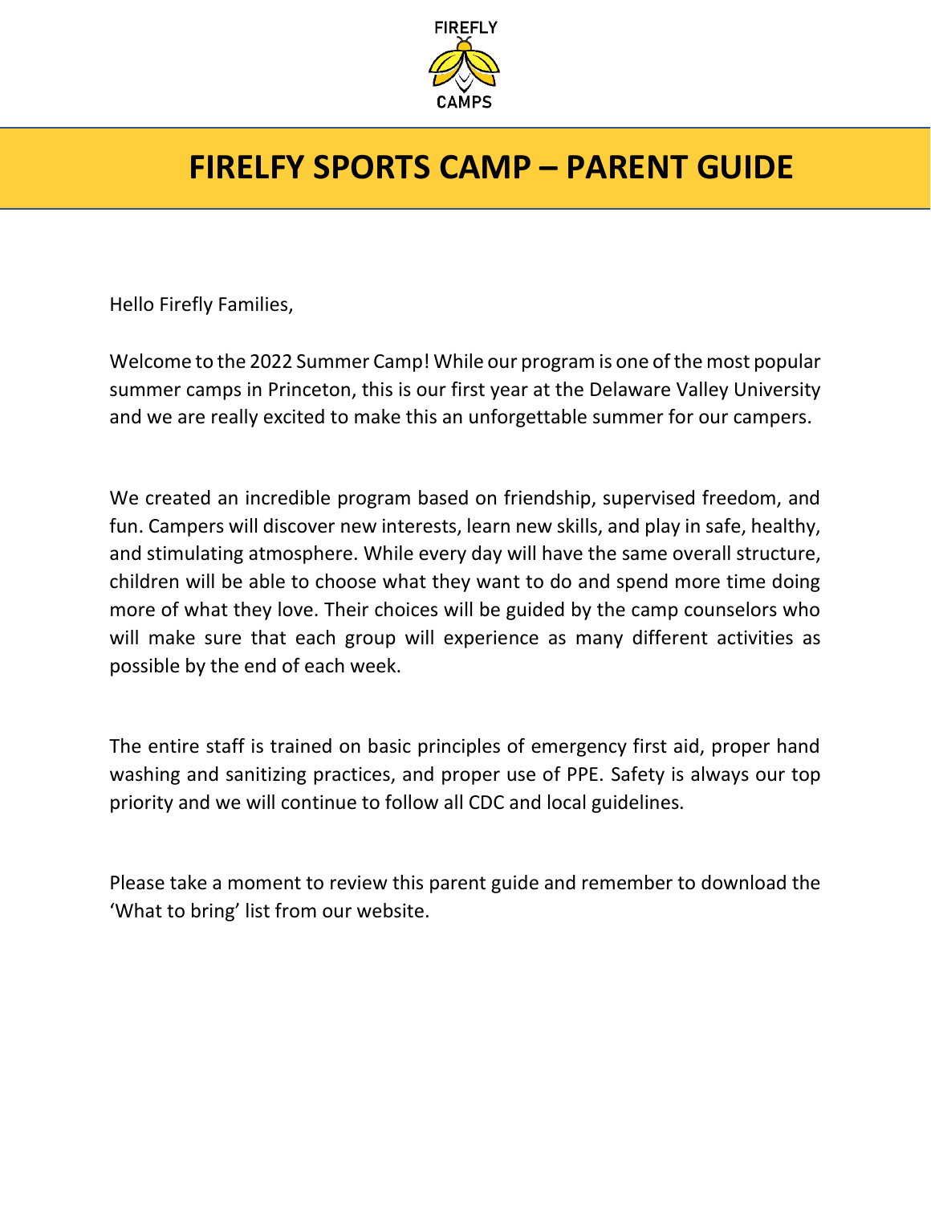FIREFLY CAMPS

# FIRELFY SPORTS CAMP – PARENT GUIDE

Hello Firefly Families,

Welcome to the 2022 Summer Camp! While our program is one of the most popular summer camps in Princeton, this is our first year at the Delaware Valley University and we are really excited to make this an unforgettable summer for our campers.

We created an incredible program based on friendship, supervised freedom, and fun. Campers will discover new interests, learn new skills, and play in safe, healthy, and stimulating atmosphere. While every day will have the same overall structure, children will be able to choose what they want to do and spend more time doing more of what they love. Their choices will be guided by the camp counselors who will make sure that each group will experience as many different activities as possible by the end of each week.

The entire staff is trained on basic principles of emergency first aid, proper hand washing and sanitizing practices, and proper use of PPE. Safety is always our top priority and we will continue to follow all CDC and local guidelines.

Please take a moment to review this parent guide and remember to download the 'What to bring' list from our website.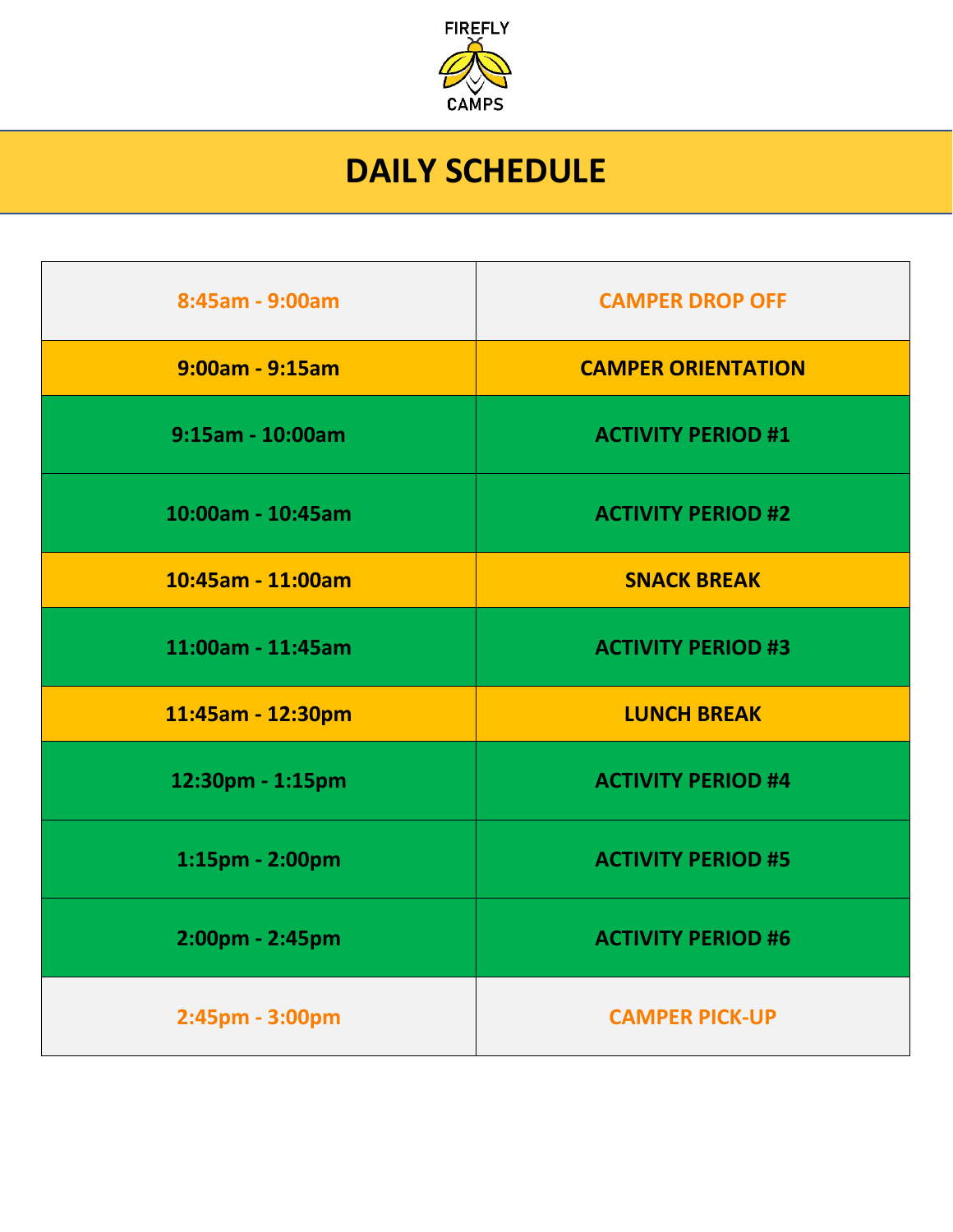FIREFLY CAMPS

# DAILY SCHEDULE

| | |
|---|---|
| 8:45am - 9:00am | CAMPER DROP OFF |
| 9:00am - 9:15am | CAMPER ORIENTATION |
| 9:15am - 10:00am | ACTIVITY PERIOD #1 |
| 10:00am - 10:45am | ACTIVITY PERIOD #2 |
| 10:45am - 11:00am | SNACK BREAK |
| 11:00am - 11:45am | ACTIVITY PERIOD #3 |
| 11:45am - 12:30pm | LUNCH BREAK |
| 12:30pm - 1:15pm | ACTIVITY PERIOD #4 |
| 1:15pm - 2:00pm | ACTIVITY PERIOD #5 |
| 2:00pm - 2:45pm | ACTIVITY PERIOD #6 |
| 2:45pm - 3:00pm | CAMPER PICK-UP |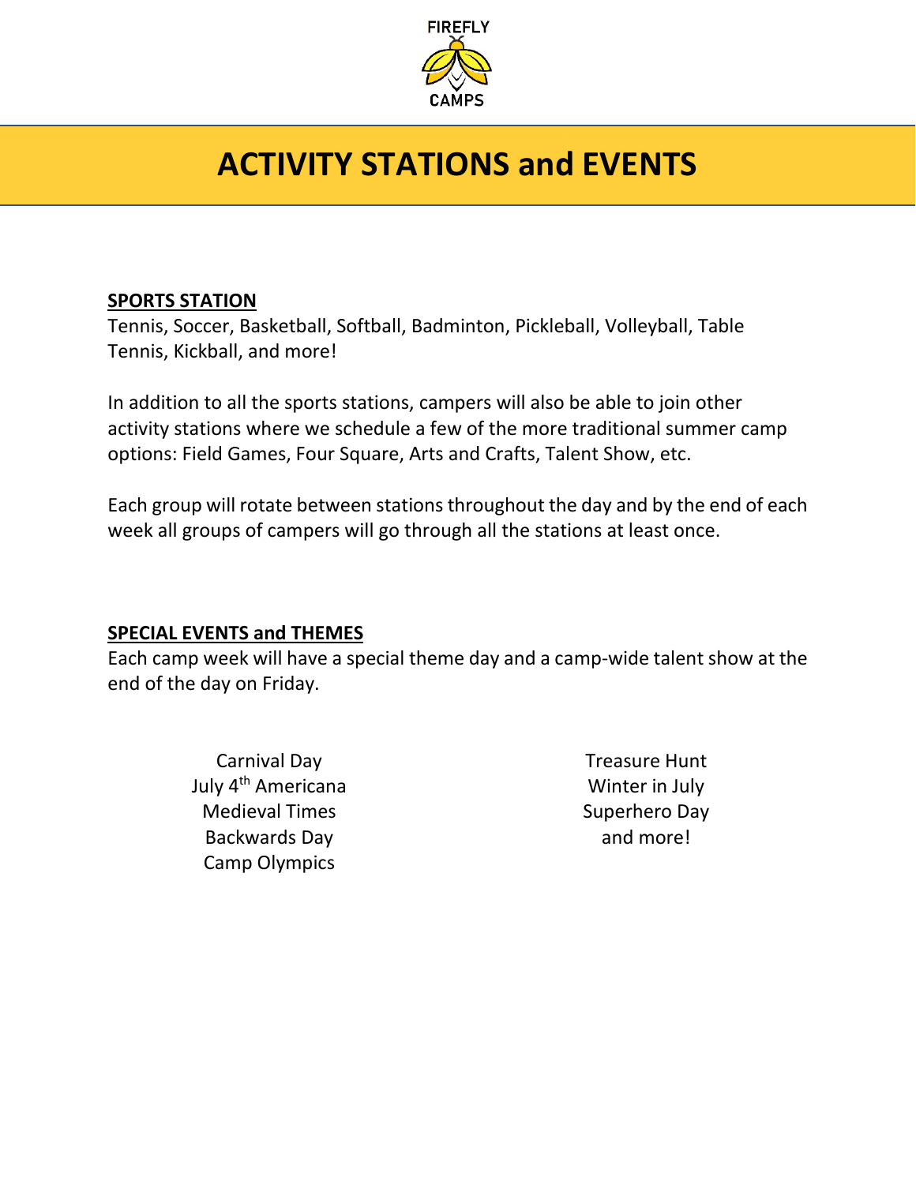FIREFLY CAMPS

# ACTIVITY STATIONS and EVENTS

**SPORTS STATION**

Tennis, Soccer, Basketball, Softball, Badminton, Pickleball, Volleyball, Table Tennis, Kickball, and more!

In addition to all the sports stations, campers will also be able to join other activity stations where we schedule a few of the more traditional summer camp options: Field Games, Four Square, Arts and Crafts, Talent Show, etc.

Each group will rotate between stations throughout the day and by the end of each week all groups of campers will go through all the stations at least once.

**SPECIAL EVENTS and THEMES**

Each camp week will have a special theme day and a camp-wide talent show at the end of the day on Friday.

Carnival Day
July 4th Americana
Medieval Times
Backwards Day
Camp Olympics

Treasure Hunt
Winter in July
Superhero Day
and more!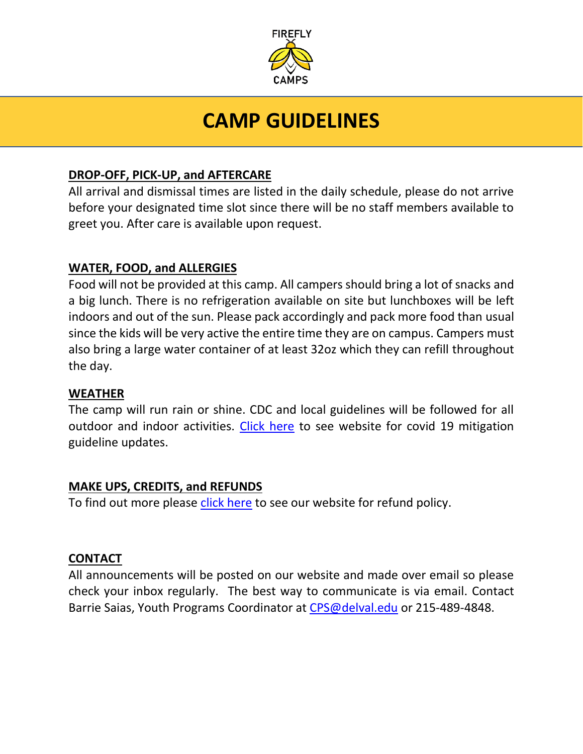FIREFLY CAMPS

# CAMP GUIDELINES

**DROP-OFF, PICK-UP, and AFTERCARE**

All arrival and dismissal times are listed in the daily schedule, please do not arrive before your designated time slot since there will be no staff members available to greet you. After care is available upon request.

**WATER, FOOD, and ALLERGIES**

Food will not be provided at this camp. All campers should bring a lot of snacks and a big lunch. There is no refrigeration available on site but lunchboxes will be left indoors and out of the sun. Please pack accordingly and pack more food than usual since the kids will be very active the entire time they are on campus. Campers must also bring a large water container of at least 32oz which they can refill throughout the day.

**WEATHER**

The camp will run rain or shine. CDC and local guidelines will be followed for all outdoor and indoor activities. Click here to see website for covid 19 mitigation guideline updates.

**MAKE UPS, CREDITS, and REFUNDS**

To find out more please click here to see our website for refund policy.

**CONTACT**

All announcements will be posted on our website and made over email so please check your inbox regularly. The best way to communicate is via email. Contact Barrie Saias, Youth Programs Coordinator at CPS@delval.edu or 215-489-4848.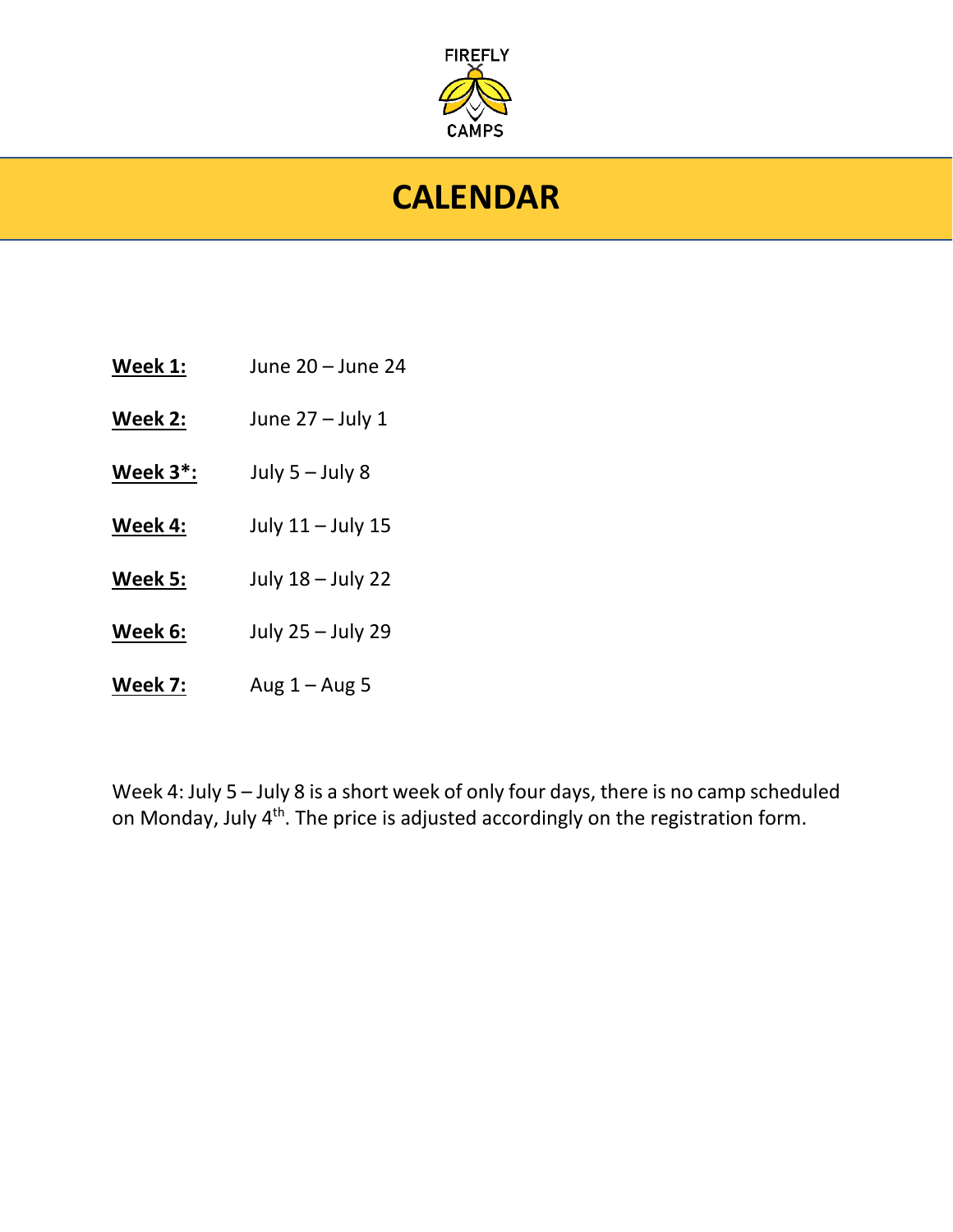FIREFLY CAMPS

# CALENDAR

**Week 1:** June 20 – June 24

**Week 2:** June 27 – July 1

**Week 3*:** July 5 – July 8

**Week 4:** July 11 – July 15

**Week 5:** July 18 – July 22

**Week 6:** July 25 – July 29

**Week 7:** Aug 1 – Aug 5

Week 4: July 5 – July 8 is a short week of only four days, there is no camp scheduled on Monday, July 4th. The price is adjusted accordingly on the registration form.